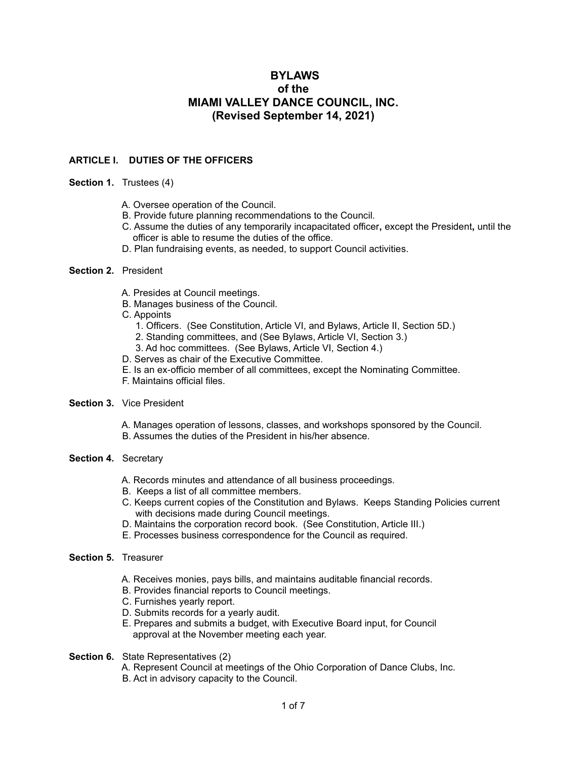# BYLAWS
# of the
# MIAMI VALLEY DANCE COUNCIL, INC.
# (Revised September 14, 2021)

## ARTICLE I. DUTIES OF THE OFFICERS

**Section 1.** Trustees (4)

A. Oversee operation of the Council.
B. Provide future planning recommendations to the Council.
C. Assume the duties of any temporarily incapacitated officer**,** except the President**,** until the officer is able to resume the duties of the office.
D. Plan fundraising events, as needed, to support Council activities.

**Section 2.** President

A. Presides at Council meetings.
B. Manages business of the Council.
C. Appoints
   1. Officers. (See Constitution, Article VI, and Bylaws, Article II, Section 5D.)
   2. Standing committees, and (See Bylaws, Article VI, Section 3.)
   3. Ad hoc committees. (See Bylaws, Article VI, Section 4.)
D. Serves as chair of the Executive Committee.
E. Is an ex-officio member of all committees, except the Nominating Committee.
F. Maintains official files.

**Section 3.** Vice President

A. Manages operation of lessons, classes, and workshops sponsored by the Council.
B. Assumes the duties of the President in his/her absence.

**Section 4.** Secretary

A. Records minutes and attendance of all business proceedings.
B. Keeps a list of all committee members.
C. Keeps current copies of the Constitution and Bylaws. Keeps Standing Policies current with decisions made during Council meetings.
D. Maintains the corporation record book. (See Constitution, Article III.)
E. Processes business correspondence for the Council as required.

**Section 5.** Treasurer

A. Receives monies, pays bills, and maintains auditable financial records.
B. Provides financial reports to Council meetings.
C. Furnishes yearly report.
D. Submits records for a yearly audit.
E. Prepares and submits a budget, with Executive Board input, for Council approval at the November meeting each year.

**Section 6.** State Representatives (2)

A. Represent Council at meetings of the Ohio Corporation of Dance Clubs, Inc.
B. Act in advisory capacity to the Council.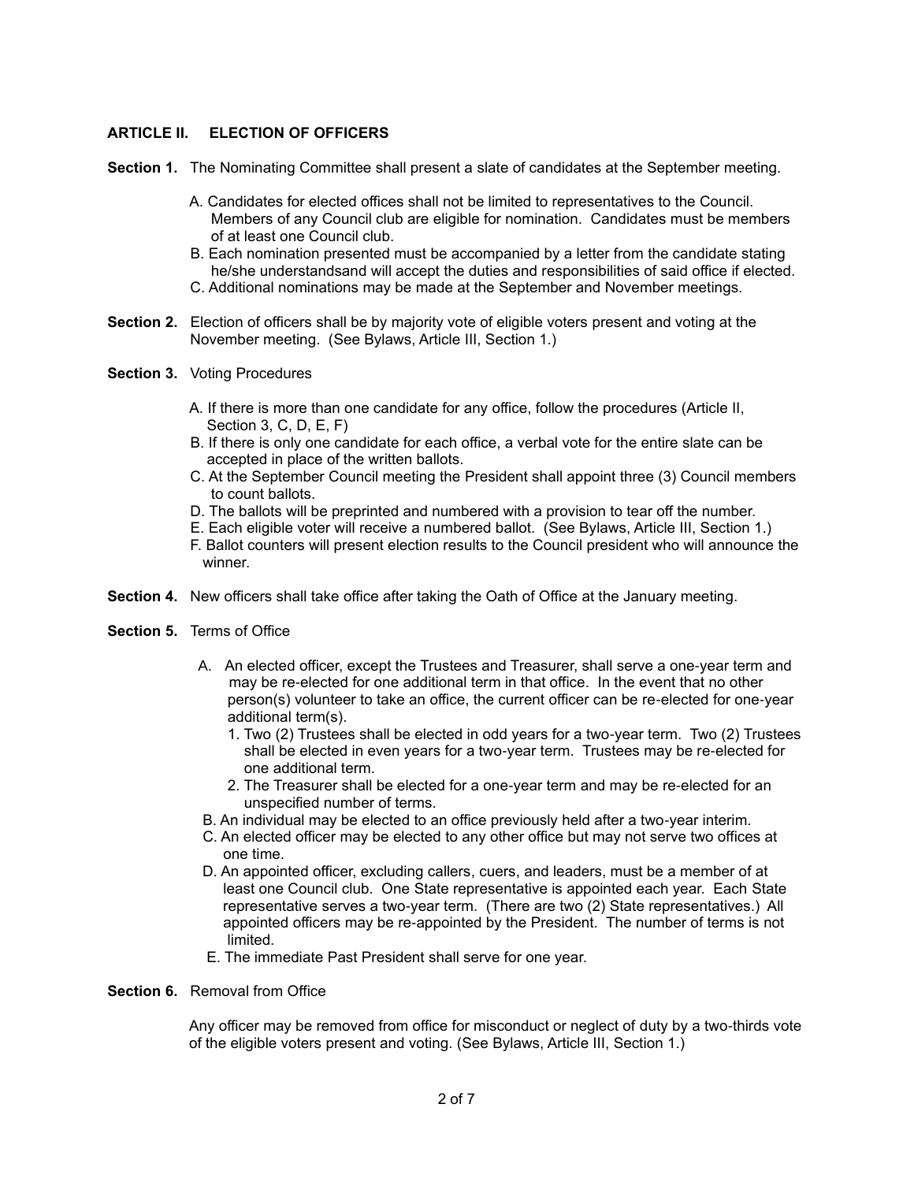## ARTICLE II. ELECTION OF OFFICERS

**Section 1.** The Nominating Committee shall present a slate of candidates at the September meeting.

A. Candidates for elected offices shall not be limited to representatives to the Council. Members of any Council club are eligible for nomination. Candidates must be members of at least one Council club.
B. Each nomination presented must be accompanied by a letter from the candidate stating he/she understandsand will accept the duties and responsibilities of said office if elected.
C. Additional nominations may be made at the September and November meetings.

**Section 2.** Election of officers shall be by majority vote of eligible voters present and voting at the November meeting. (See Bylaws, Article III, Section 1.)

**Section 3.** Voting Procedures

A. If there is more than one candidate for any office, follow the procedures (Article II, Section 3, C, D, E, F)
B. If there is only one candidate for each office, a verbal vote for the entire slate can be accepted in place of the written ballots.
C. At the September Council meeting the President shall appoint three (3) Council members to count ballots.
D. The ballots will be preprinted and numbered with a provision to tear off the number.
E. Each eligible voter will receive a numbered ballot. (See Bylaws, Article III, Section 1.)
F. Ballot counters will present election results to the Council president who will announce the winner.

**Section 4.** New officers shall take office after taking the Oath of Office at the January meeting.

**Section 5.** Terms of Office

A. An elected officer, except the Trustees and Treasurer, shall serve a one-year term and may be re-elected for one additional term in that office. In the event that no other person(s) volunteer to take an office, the current officer can be re-elected for one-year additional term(s).
   1. Two (2) Trustees shall be elected in odd years for a two-year term. Two (2) Trustees shall be elected in even years for a two-year term. Trustees may be re-elected for one additional term.
   2. The Treasurer shall be elected for a one-year term and may be re-elected for an unspecified number of terms.

B. An individual may be elected to an office previously held after a two-year interim.
C. An elected officer may be elected to any other office but may not serve two offices at one time.
D. An appointed officer, excluding callers, cuers, and leaders, must be a member of at least one Council club. One State representative is appointed each year. Each State representative serves a two-year term. (There are two (2) State representatives.) All appointed officers may be re-appointed by the President. The number of terms is not limited.
E. The immediate Past President shall serve for one year.

**Section 6.** Removal from Office

Any officer may be removed from office for misconduct or neglect of duty by a two-thirds vote of the eligible voters present and voting. (See Bylaws, Article III, Section 1.)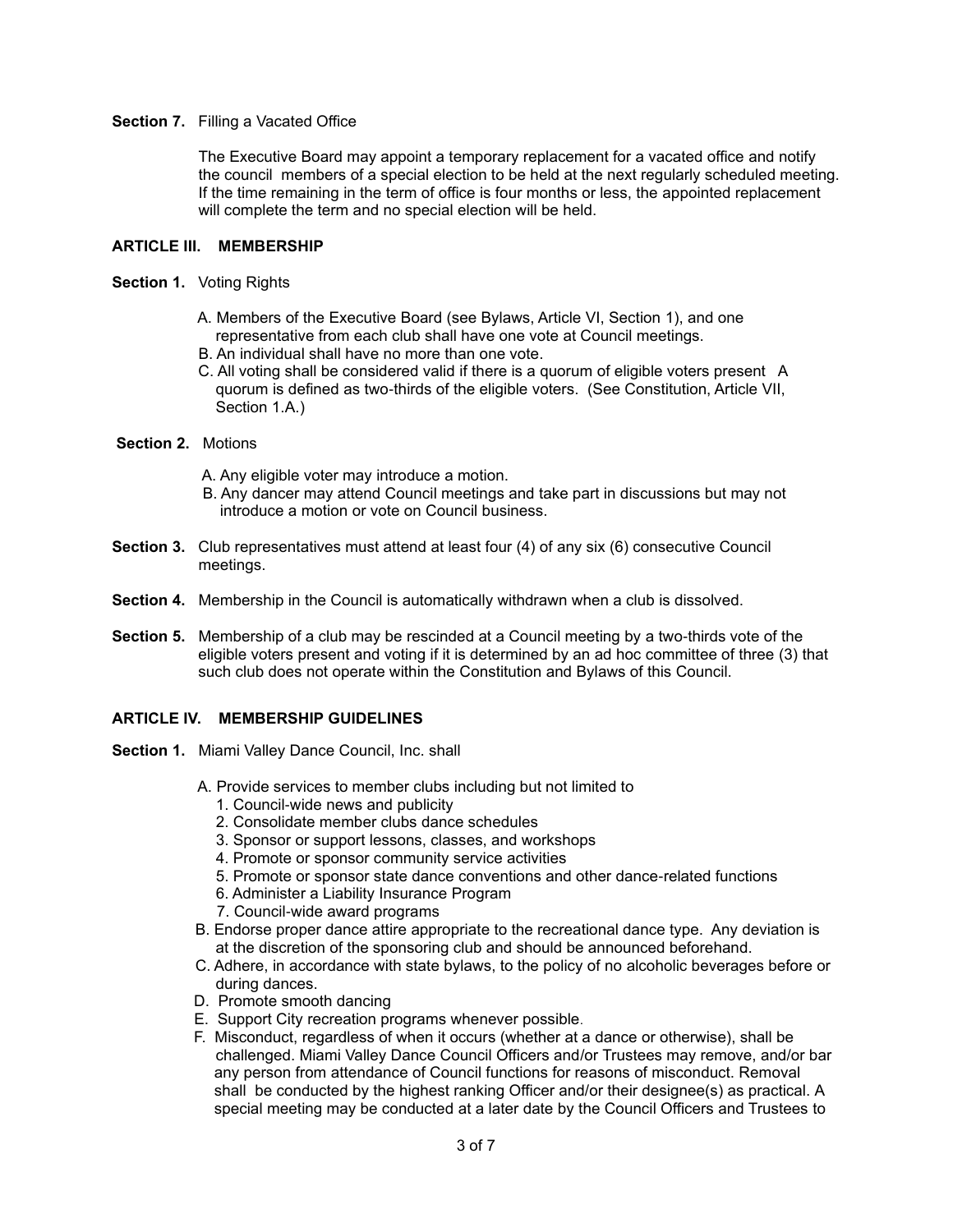**Section 7.** Filling a Vacated Office

The Executive Board may appoint a temporary replacement for a vacated office and notify the council members of a special election to be held at the next regularly scheduled meeting. If the time remaining in the term of office is four months or less, the appointed replacement will complete the term and no special election will be held.

## ARTICLE III. MEMBERSHIP

**Section 1.** Voting Rights

A. Members of the Executive Board (see Bylaws, Article VI, Section 1), and one representative from each club shall have one vote at Council meetings.
B. An individual shall have no more than one vote.
C. All voting shall be considered valid if there is a quorum of eligible voters present A quorum is defined as two-thirds of the eligible voters. (See Constitution, Article VII, Section 1.A.)

**Section 2.** Motions

A. Any eligible voter may introduce a motion.
B. Any dancer may attend Council meetings and take part in discussions but may not introduce a motion or vote on Council business.

**Section 3.** Club representatives must attend at least four (4) of any six (6) consecutive Council meetings.

**Section 4.** Membership in the Council is automatically withdrawn when a club is dissolved.

**Section 5.** Membership of a club may be rescinded at a Council meeting by a two-thirds vote of the eligible voters present and voting if it is determined by an ad hoc committee of three (3) that such club does not operate within the Constitution and Bylaws of this Council.

## ARTICLE IV. MEMBERSHIP GUIDELINES

**Section 1.** Miami Valley Dance Council, Inc. shall

A. Provide services to member clubs including but not limited to
   1. Council-wide news and publicity
   2. Consolidate member clubs dance schedules
   3. Sponsor or support lessons, classes, and workshops
   4. Promote or sponsor community service activities
   5. Promote or sponsor state dance conventions and other dance-related functions
   6. Administer a Liability Insurance Program
   7. Council-wide award programs
B. Endorse proper dance attire appropriate to the recreational dance type. Any deviation is at the discretion of the sponsoring club and should be announced beforehand.
C. Adhere, in accordance with state bylaws, to the policy of no alcoholic beverages before or during dances.
D. Promote smooth dancing
E. Support City recreation programs whenever possible.
F. Misconduct, regardless of when it occurs (whether at a dance or otherwise), shall be challenged. Miami Valley Dance Council Officers and/or Trustees may remove, and/or bar any person from attendance of Council functions for reasons of misconduct. Removal shall be conducted by the highest ranking Officer and/or their designee(s) as practical. A special meeting may be conducted at a later date by the Council Officers and Trustees to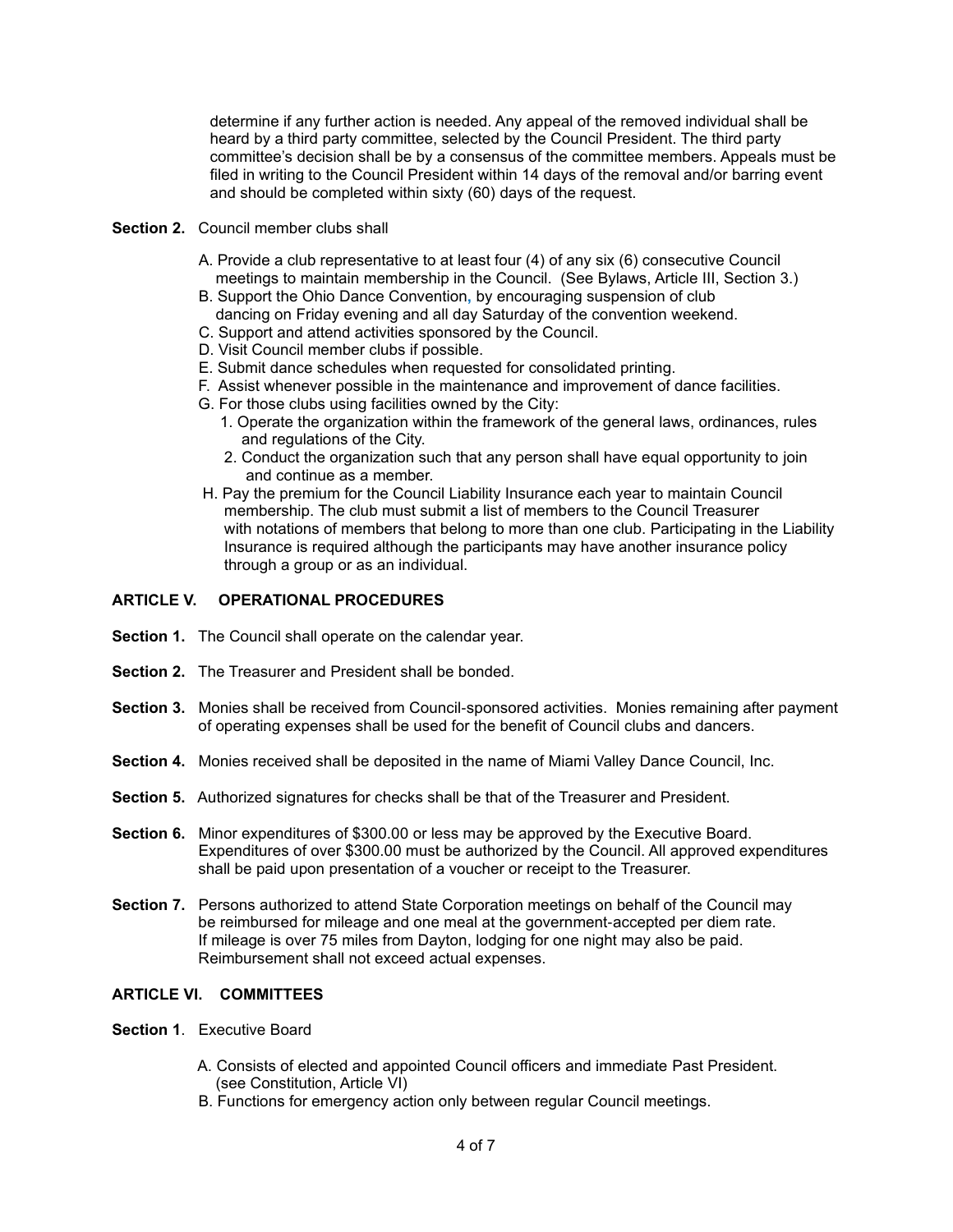determine if any further action is needed. Any appeal of the removed individual shall be heard by a third party committee, selected by the Council President. The third party committee's decision shall be by a consensus of the committee members. Appeals must be filed in writing to the Council President within 14 days of the removal and/or barring event and should be completed within sixty (60) days of the request.

**Section 2.** Council member clubs shall

A. Provide a club representative to at least four (4) of any six (6) consecutive Council meetings to maintain membership in the Council. (See Bylaws, Article III, Section 3.)
B. Support the Ohio Dance Convention, by encouraging suspension of club dancing on Friday evening and all day Saturday of the convention weekend.
C. Support and attend activities sponsored by the Council.
D. Visit Council member clubs if possible.
E. Submit dance schedules when requested for consolidated printing.
F. Assist whenever possible in the maintenance and improvement of dance facilities.
G. For those clubs using facilities owned by the City:
   1. Operate the organization within the framework of the general laws, ordinances, rules and regulations of the City.
   2. Conduct the organization such that any person shall have equal opportunity to join and continue as a member.
H. Pay the premium for the Council Liability Insurance each year to maintain Council membership. The club must submit a list of members to the Council Treasurer with notations of members that belong to more than one club. Participating in the Liability Insurance is required although the participants may have another insurance policy through a group or as an individual.

## ARTICLE V. OPERATIONAL PROCEDURES

**Section 1.** The Council shall operate on the calendar year.

**Section 2.** The Treasurer and President shall be bonded.

**Section 3.** Monies shall be received from Council-sponsored activities. Monies remaining after payment of operating expenses shall be used for the benefit of Council clubs and dancers.

**Section 4.** Monies received shall be deposited in the name of Miami Valley Dance Council, Inc.

**Section 5.** Authorized signatures for checks shall be that of the Treasurer and President.

**Section 6.** Minor expenditures of $300.00 or less may be approved by the Executive Board. Expenditures of over $300.00 must be authorized by the Council. All approved expenditures shall be paid upon presentation of a voucher or receipt to the Treasurer.

**Section 7.** Persons authorized to attend State Corporation meetings on behalf of the Council may be reimbursed for mileage and one meal at the government-accepted per diem rate. If mileage is over 75 miles from Dayton, lodging for one night may also be paid. Reimbursement shall not exceed actual expenses.

## ARTICLE VI. COMMITTEES

**Section 1**. Executive Board

A. Consists of elected and appointed Council officers and immediate Past President. (see Constitution, Article VI)
B. Functions for emergency action only between regular Council meetings.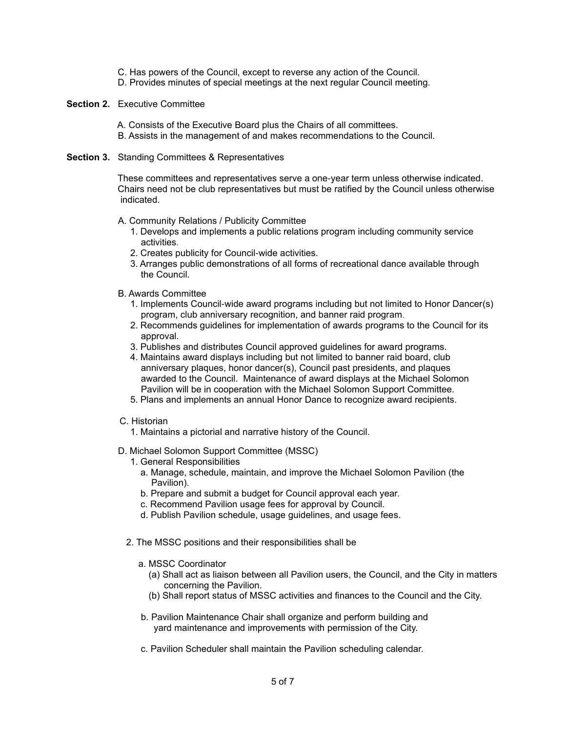C. Has powers of the Council, except to reverse any action of the Council.
D. Provides minutes of special meetings at the next regular Council meeting.

**Section 2.** Executive Committee

A. Consists of the Executive Board plus the Chairs of all committees.
B. Assists in the management of and makes recommendations to the Council.

**Section 3.** Standing Committees & Representatives

These committees and representatives serve a one-year term unless otherwise indicated. Chairs need not be club representatives but must be ratified by the Council unless otherwise indicated.

A. Community Relations / Publicity Committee
1. Develops and implements a public relations program including community service activities.
2. Creates publicity for Council-wide activities.
3. Arranges public demonstrations of all forms of recreational dance available through the Council.

B. Awards Committee
1. Implements Council-wide award programs including but not limited to Honor Dancer(s) program, club anniversary recognition, and banner raid program.
2. Recommends guidelines for implementation of awards programs to the Council for its approval.
3. Publishes and distributes Council approved guidelines for award programs.
4. Maintains award displays including but not limited to banner raid board, club anniversary plaques, honor dancer(s), Council past presidents, and plaques awarded to the Council. Maintenance of award displays at the Michael Solomon Pavilion will be in cooperation with the Michael Solomon Support Committee.
5. Plans and implements an annual Honor Dance to recognize award recipients.

C. Historian
1. Maintains a pictorial and narrative history of the Council.

D. Michael Solomon Support Committee (MSSC)
1. General Responsibilities
   a. Manage, schedule, maintain, and improve the Michael Solomon Pavilion (the Pavilion).
   b. Prepare and submit a budget for Council approval each year.
   c. Recommend Pavilion usage fees for approval by Council.
   d. Publish Pavilion schedule, usage guidelines, and usage fees.

2. The MSSC positions and their responsibilities shall be

   a. MSSC Coordinator
      (a) Shall act as liaison between all Pavilion users, the Council, and the City in matters concerning the Pavilion.
      (b) Shall report status of MSSC activities and finances to the Council and the City.

   b. Pavilion Maintenance Chair shall organize and perform building and yard maintenance and improvements with permission of the City.

   c. Pavilion Scheduler shall maintain the Pavilion scheduling calendar.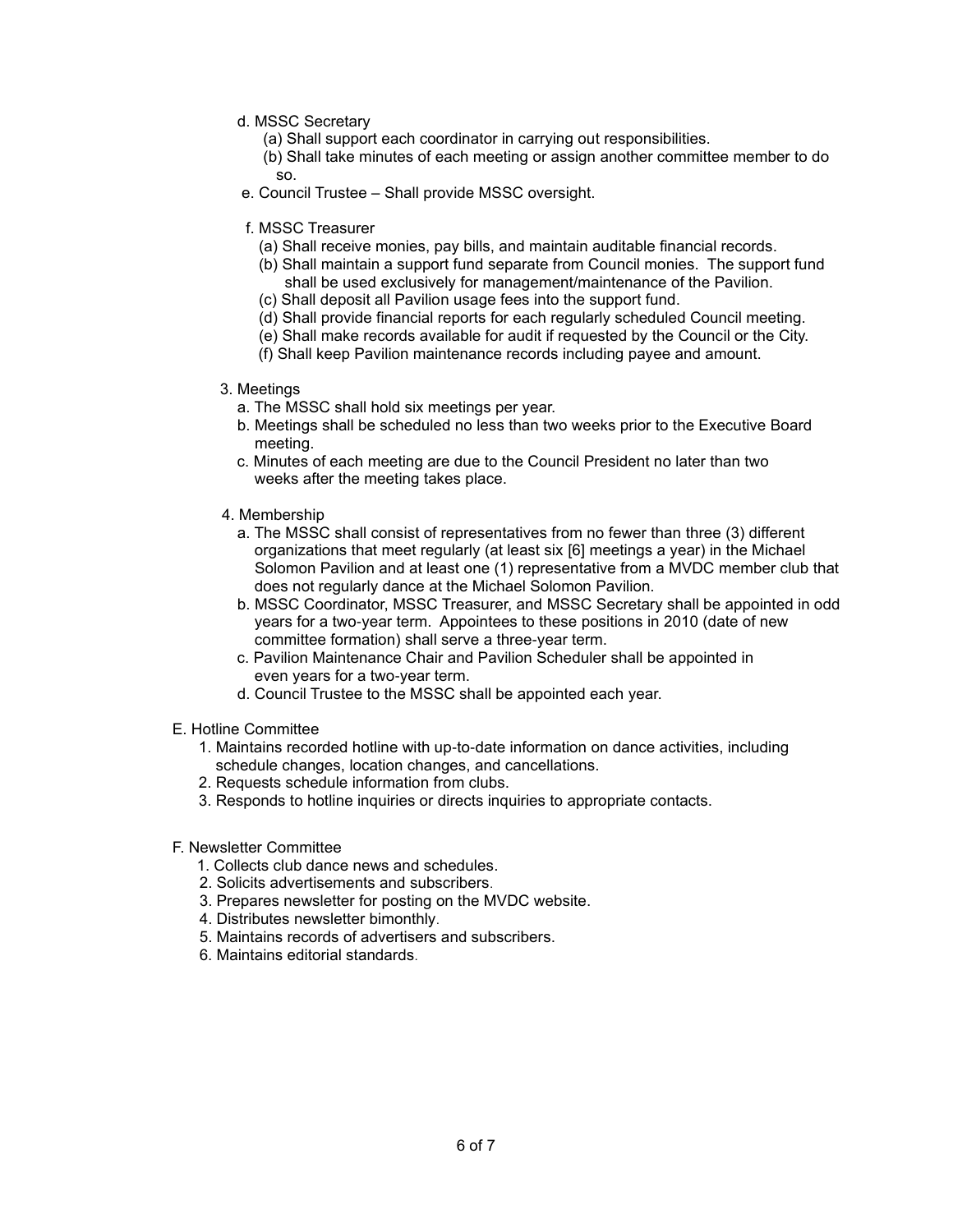d. MSSC Secretary
   (a) Shall support each coordinator in carrying out responsibilities.
   (b) Shall take minutes of each meeting or assign another committee member to do so.

e. Council Trustee – Shall provide MSSC oversight.

f. MSSC Treasurer
   (a) Shall receive monies, pay bills, and maintain auditable financial records.
   (b) Shall maintain a support fund separate from Council monies. The support fund shall be used exclusively for management/maintenance of the Pavilion.
   (c) Shall deposit all Pavilion usage fees into the support fund.
   (d) Shall provide financial reports for each regularly scheduled Council meeting.
   (e) Shall make records available for audit if requested by the Council or the City.
   (f) Shall keep Pavilion maintenance records including payee and amount.

3. Meetings
   a. The MSSC shall hold six meetings per year.
   b. Meetings shall be scheduled no less than two weeks prior to the Executive Board meeting.
   c. Minutes of each meeting are due to the Council President no later than two weeks after the meeting takes place.

4. Membership
   a. The MSSC shall consist of representatives from no fewer than three (3) different organizations that meet regularly (at least six [6] meetings a year) in the Michael Solomon Pavilion and at least one (1) representative from a MVDC member club that does not regularly dance at the Michael Solomon Pavilion.
   b. MSSC Coordinator, MSSC Treasurer, and MSSC Secretary shall be appointed in odd years for a two-year term. Appointees to these positions in 2010 (date of new committee formation) shall serve a three-year term.
   c. Pavilion Maintenance Chair and Pavilion Scheduler shall be appointed in even years for a two-year term.
   d. Council Trustee to the MSSC shall be appointed each year.

E. Hotline Committee
   1. Maintains recorded hotline with up-to-date information on dance activities, including schedule changes, location changes, and cancellations.
   2. Requests schedule information from clubs.
   3. Responds to hotline inquiries or directs inquiries to appropriate contacts.

F. Newsletter Committee
   1. Collects club dance news and schedules.
   2. Solicits advertisements and subscribers.
   3. Prepares newsletter for posting on the MVDC website.
   4. Distributes newsletter bimonthly.
   5. Maintains records of advertisers and subscribers.
   6. Maintains editorial standards.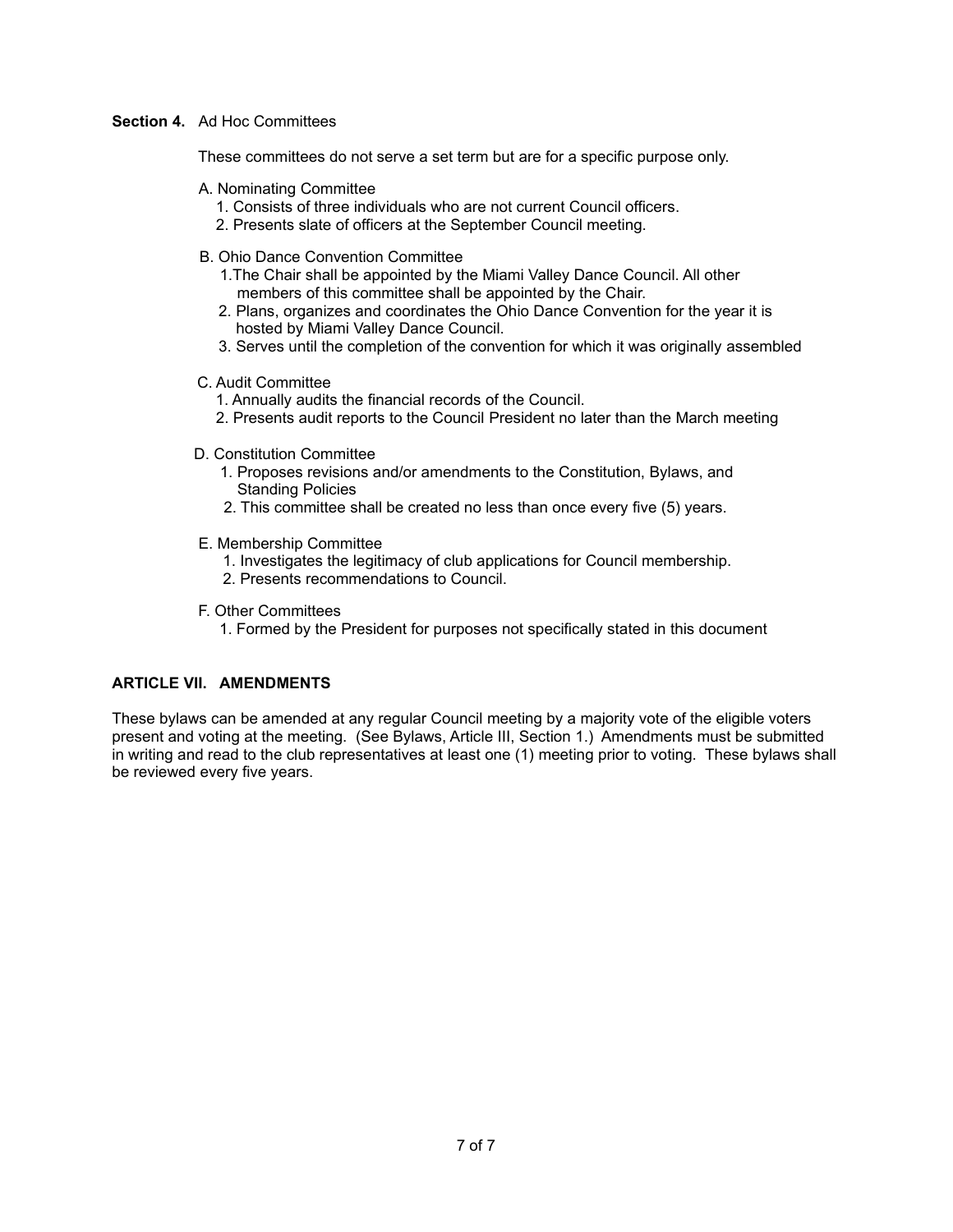**Section 4.** Ad Hoc Committees

These committees do not serve a set term but are for a specific purpose only.

A. Nominating Committee
   1. Consists of three individuals who are not current Council officers.
   2. Presents slate of officers at the September Council meeting.

B. Ohio Dance Convention Committee
   1. The Chair shall be appointed by the Miami Valley Dance Council. All other members of this committee shall be appointed by the Chair.
   2. Plans, organizes and coordinates the Ohio Dance Convention for the year it is hosted by Miami Valley Dance Council.
   3. Serves until the completion of the convention for which it was originally assembled

C. Audit Committee
   1. Annually audits the financial records of the Council.
   2. Presents audit reports to the Council President no later than the March meeting

D. Constitution Committee
   1. Proposes revisions and/or amendments to the Constitution, Bylaws, and Standing Policies
   2. This committee shall be created no less than once every five (5) years.

E. Membership Committee
   1. Investigates the legitimacy of club applications for Council membership.
   2. Presents recommendations to Council.

F. Other Committees
   1. Formed by the President for purposes not specifically stated in this document

## ARTICLE VII. AMENDMENTS

These bylaws can be amended at any regular Council meeting by a majority vote of the eligible voters present and voting at the meeting. (See Bylaws, Article III, Section 1.) Amendments must be submitted in writing and read to the club representatives at least one (1) meeting prior to voting. These bylaws shall be reviewed every five years.